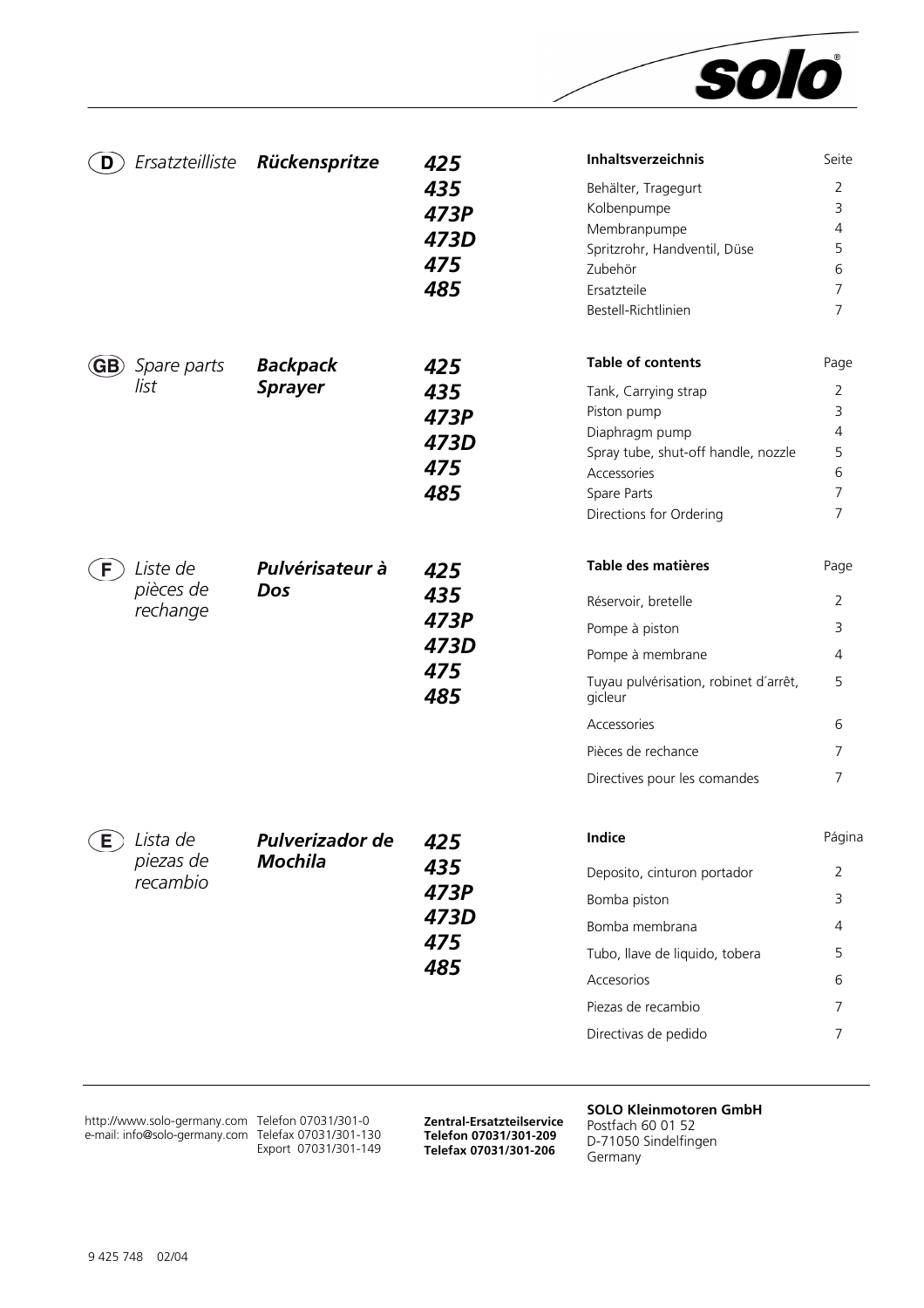solo®

## (D) *Ersatzteilliste* ***Rückenspritze***

***425***
***435***
***473P***
***473D***
***475***
***485***

| **Inhaltsverzeichnis** | Seite |
|---|---|
| Behälter, Tragegurt | 2 |
| Kolbenpumpe | 3 |
| Membranpumpe | 4 |
| Spritzrohr, Handventil, Düse | 5 |
| Zubehör | 6 |
| Ersatzteile | 7 |
| Bestell-Richtlinien | 7 |

## (GB) *Spare parts list* ***Backpack Sprayer***

***425***
***435***
***473P***
***473D***
***475***
***485***

| **Table of contents** | Page |
|---|---|
| Tank, Carrying strap | 2 |
| Piston pump | 3 |
| Diaphragm pump | 4 |
| Spray tube, shut-off handle, nozzle | 5 |
| Accessories | 6 |
| Spare Parts | 7 |
| Directions for Ordering | 7 |

## (F) *Liste de pièces de rechange* ***Pulvérisateur à Dos***

***425***
***435***
***473P***
***473D***
***475***
***485***

| **Table des matières** | Page |
|---|---|
| Réservoir, bretelle | 2 |
| Pompe à piston | 3 |
| Pompe à membrane | 4 |
| Tuyau pulvérisation, robinet d´arrêt, gicleur | 5 |
| Accessories | 6 |
| Pièces de rechance | 7 |
| Directives pour les comandes | 7 |

## (E) *Lista de piezas de recambio* ***Pulverizador de Mochila***

***425***
***435***
***473P***
***473D***
***475***
***485***

| **Indice** | Página |
|---|---|
| Deposito, cinturon portador | 2 |
| Bomba piston | 3 |
| Bomba membrana | 4 |
| Tubo, llave de liquido, tobera | 5 |
| Accesorios | 6 |
| Piezas de recambio | 7 |
| Directivas de pedido | 7 |

---

http://www.solo-germany.com
e-mail: info@solo-germany.com

Telefon 07031/301-0
Telefax 07031/301-130
Export 07031/301-149

**Zentral-Ersatzteilservice**
**Telefon 07031/301-209**
**Telefax 07031/301-206**

**SOLO Kleinmotoren GmbH**
Postfach 60 01 52
D-71050 Sindelfingen
Germany

9 425 748 02/04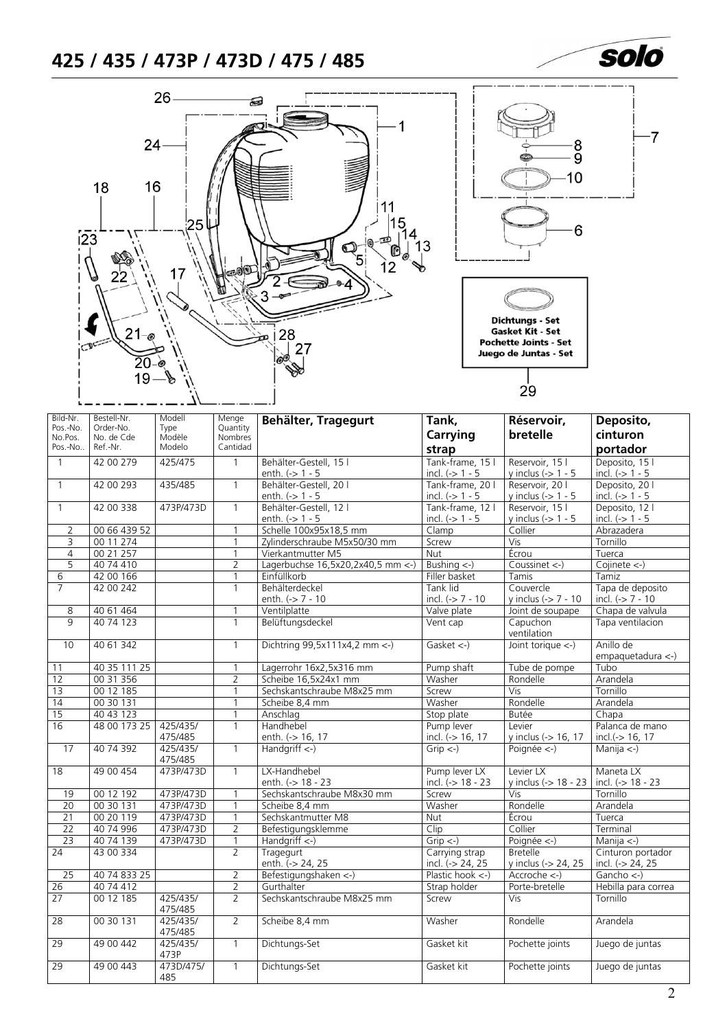# 425 / 435 / 473P / 473D / 475 / 485

Dichtungs - Set
Gasket Kit - Set
Pochette Joints - Set
Juego de Juntas - Set

| Bild-Nr. Pos.-No. No.Pos. Pos.-No.. | Bestell-Nr. Order-No. No. de Cde Ref.-Nr. | Modell Type Modèle Modelo | Menge Quantity Nombres Cantidad | **Behälter, Tragegurt** | **Tank, Carrying strap** | **Réservoir, bretelle** | **Deposito, cinturon portador** |
|---|---|---|---|---|---|---|---|
| 1 | 42 00 279 | 425/475 | 1 | Behälter-Gestell, 15 l enth. (-> 1 - 5 | Tank-frame, 15 l incl. (-> 1 - 5 | Reservoir, 15 l y inclus (-> 1 - 5 | Deposito, 15 l incl. (-> 1 - 5 |
| 1 | 42 00 293 | 435/485 | 1 | Behälter-Gestell, 20 l enth. (-> 1 - 5 | Tank-frame, 20 l incl. (-> 1 - 5 | Reservoir, 20 l y inclus (-> 1 - 5 | Deposito, 20 l incl. (-> 1 - 5 |
| 1 | 42 00 338 | 473P/473D | 1 | Behälter-Gestell, 12 l enth. (-> 1 - 5 | Tank-frame, 12 l incl. (-> 1 - 5 | Reservoir, 15 l y inclus (-> 1 - 5 | Deposito, 12 l incl. (-> 1 - 5 |
| 2 | 00 66 439 52 | | 1 | Schelle 100x95x18,5 mm | Clamp | Collier | Abrazadera |
| 3 | 00 11 274 | | 1 | Zylinderschraube M5x50/30 mm | Screw | Vis | Tornillo |
| 4 | 00 21 257 | | 1 | Vierkantmutter M5 | Nut | Écrou | Tuerca |
| 5 | 40 74 410 | | 2 | Lagerbuchse 16,5x20,2x40,5 mm <-) | Bushing <-) | Coussinet <-) | Cojinete <-) |
| 6 | 42 00 166 | | 1 | Einfüllkorb | Filler basket | Tamis | Tamiz |
| 7 | 42 00 242 | | 1 | Behälterdeckel enth. (-> 7 - 10 | Tank lid incl. (-> 7 - 10 | Couvercle y inclus (-> 7 - 10 | Tapa de deposito incl. (-> 7 - 10 |
| 8 | 40 61 464 | | 1 | Ventilplatte | Valve plate | Joint de soupape | Chapa de valvula |
| 9 | 40 74 123 | | 1 | Belüftungsdeckel | Vent cap | Capuchon ventilation | Tapa ventilacion |
| 10 | 40 61 342 | | 1 | Dichtring 99,5x111x4,2 mm <-) | Gasket <-) | Joint torique <-) | Anillo de empaquetadura <-) |
| 11 | 40 35 111 25 | | 1 | Lagerrohr 16x2,5x316 mm | Pump shaft | Tube de pompe | Tubo |
| 12 | 00 31 356 | | 2 | Scheibe 16,5x24x1 mm | Washer | Rondelle | Arandela |
| 13 | 00 12 185 | | 1 | Sechskantschraube M8x25 mm | Screw | Vis | Tornillo |
| 14 | 00 30 131 | | 1 | Scheibe 8,4 mm | Washer | Rondelle | Arandela |
| 15 | 40 43 123 | | 1 | Anschlag | Stop plate | Butée | Chapa |
| 16 | 48 00 173 25 | 425/435/ 475/485 | 1 | Handhebel enth. (-> 16, 17 | Pump lever incl. (-> 16, 17 | Levier y inclus (-> 16, 17 | Palanca de mano incl.(-> 16, 17 |
| 17 | 40 74 392 | 425/435/ 475/485 | 1 | Handgriff <-) | Grip <-) | Poignée <-) | Manija <-) |
| 18 | 49 00 454 | 473P/473D | 1 | LX-Handhebel enth. (-> 18 - 23 | Pump lever LX incl. (-> 18 - 23 | Levier LX y inclus (-> 18 - 23 | Maneta LX incl. (-> 18 - 23 |
| 19 | 00 12 192 | 473P/473D | 1 | Sechskantschraube M8x30 mm | Screw | Vis | Tornillo |
| 20 | 00 30 131 | 473P/473D | 1 | Scheibe 8,4 mm | Washer | Rondelle | Arandela |
| 21 | 00 20 119 | 473P/473D | 1 | Sechskantmutter M8 | Nut | Écrou | Tuerca |
| 22 | 40 74 996 | 473P/473D | 2 | Befestigungsklemme | Clip | Collier | Terminal |
| 23 | 40 74 139 | 473P/473D | 1 | Handgriff <-) | Grip <-) | Poignée <-) | Manija <-) |
| 24 | 43 00 334 | | 2 | Tragegurt enth. (-> 24, 25 | Carrying strap incl. (-> 24, 25 | Bretelle y inclus (-> 24, 25 | Cinturon portador incl. (-> 24, 25 |
| 25 | 40 74 833 25 | | 2 | Befestigungshaken <-) | Plastic hook <-) | Accroche <-) | Gancho <-) |
| 26 | 40 74 412 | | 2 | Gurthalter | Strap holder | Porte-bretelle | Hebilla para correa |
| 27 | 00 12 185 | 425/435/ 475/485 | 2 | Sechskantschraube M8x25 mm | Screw | Vis | Tornillo |
| 28 | 00 30 131 | 425/435/ 475/485 | 2 | Scheibe 8,4 mm | Washer | Rondelle | Arandela |
| 29 | 49 00 442 | 425/435/ 473P | 1 | Dichtungs-Set | Gasket kit | Pochette joints | Juego de juntas |
| 29 | 49 00 443 | 473D/475/ 485 | 1 | Dichtungs-Set | Gasket kit | Pochette joints | Juego de juntas |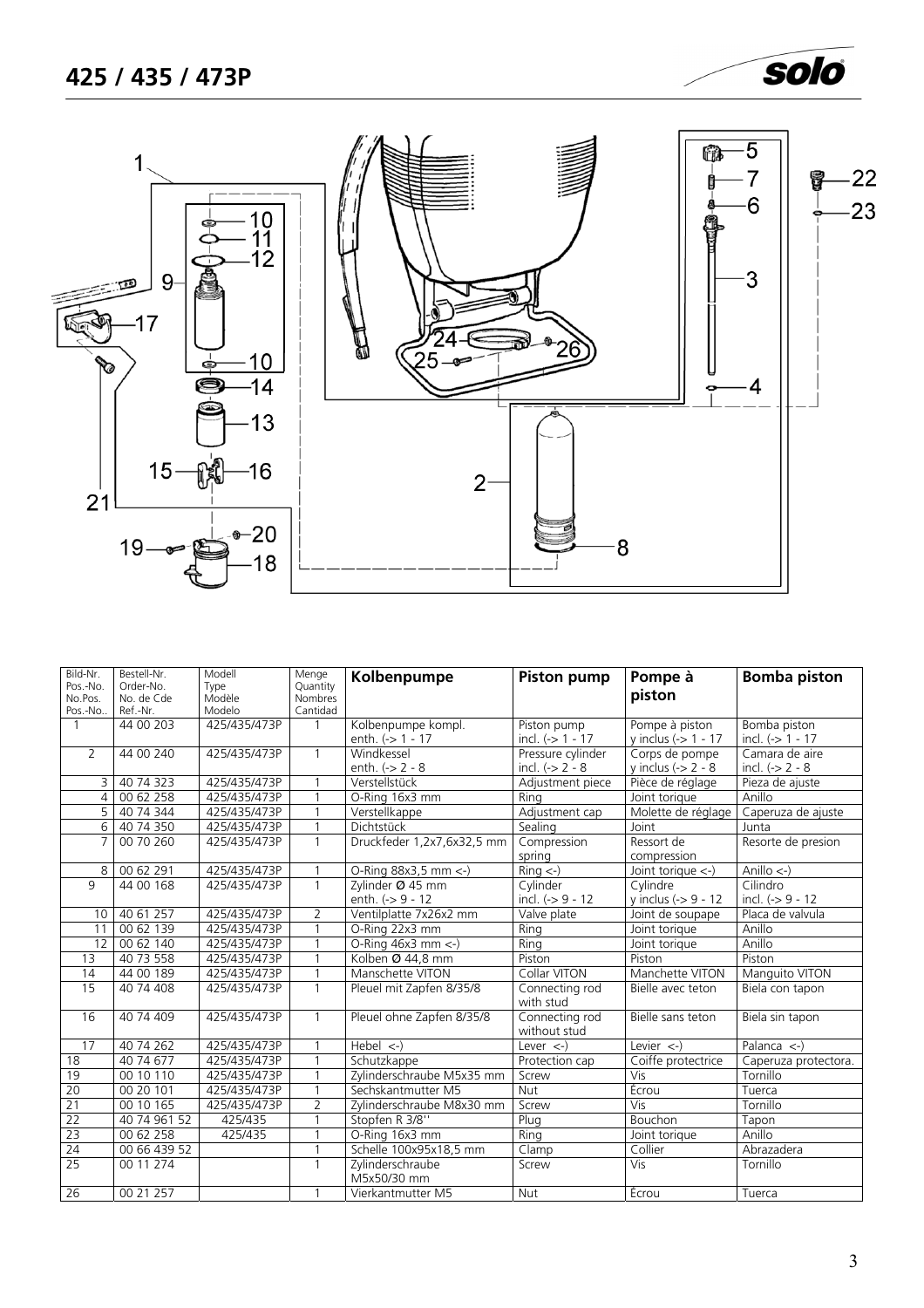# 425 / 435 / 473P

| Bild-Nr. Pos.-No. No.Pos. Pos.-No.. | Bestell-Nr. Order-No. No. de Cde Ref.-Nr. | Modell Type Modèle Modelo | Menge Quantity Nombres Cantidad | **Kolbenpumpe** | **Piston pump** | **Pompe à piston** | **Bomba piston** |
|---|---|---|---|---|---|---|---|
| 1 | 44 00 203 | 425/435/473P | 1 | Kolbenpumpe kompl. enth. (-> 1 - 17 | Piston pump incl. (-> 1 - 17 | Pompe à piston y inclus (-> 1 - 17 | Bomba piston incl. (-> 1 - 17 |
| 2 | 44 00 240 | 425/435/473P | 1 | Windkessel enth. (-> 2 - 8 | Pressure cylinder incl. (-> 2 - 8 | Corps de pompe y inclus (-> 2 - 8 | Camara de aire incl. (-> 2 - 8 |
| 3 | 40 74 323 | 425/435/473P | 1 | Verstellstück | Adjustment piece | Pièce de réglage | Pieza de ajuste |
| 4 | 00 62 258 | 425/435/473P | 1 | O-Ring 16x3 mm | Ring | Joint torique | Anillo |
| 5 | 40 74 344 | 425/435/473P | 1 | Verstellkappe | Adjustment cap | Molette de réglage | Caperuza de ajuste |
| 6 | 40 74 350 | 425/435/473P | 1 | Dichtstück | Sealing | Joint | Junta |
| 7 | 00 70 260 | 425/435/473P | 1 | Druckfeder 1,2x7,6x32,5 mm | Compression spring | Ressort de compression | Resorte de presion |
| 8 | 00 62 291 | 425/435/473P | 1 | O-Ring 88x3,5 mm <-) | Ring <-) | Joint torique <-) | Anillo <-) |
| 9 | 44 00 168 | 425/435/473P | 1 | Zylinder Ø 45 mm enth. (-> 9 - 12 | Cylinder incl. (-> 9 - 12 | Cylindre y inclus (-> 9 - 12 | Cilindro incl. (-> 9 - 12 |
| 10 | 40 61 257 | 425/435/473P | 2 | Ventilplatte 7x26x2 mm | Valve plate | Joint de soupape | Placa de valvula |
| 11 | 00 62 139 | 425/435/473P | 1 | O-Ring 22x3 mm | Ring | Joint torique | Anillo |
| 12 | 00 62 140 | 425/435/473P | 1 | O-Ring 46x3 mm <-) | Ring | Joint torique | Anillo |
| 13 | 40 73 558 | 425/435/473P | 1 | Kolben Ø 44,8 mm | Piston | Piston | Piston |
| 14 | 44 00 189 | 425/435/473P | 1 | Manschette VITON | Collar VITON | Manchette VITON | Manguito VITON |
| 15 | 40 74 408 | 425/435/473P | 1 | Pleuel mit Zapfen 8/35/8 | Connecting rod with stud | Bielle avec teton | Biela con tapon |
| 16 | 40 74 409 | 425/435/473P | 1 | Pleuel ohne Zapfen 8/35/8 | Connecting rod without stud | Bielle sans teton | Biela sin tapon |
| 17 | 40 74 262 | 425/435/473P | 1 | Hebel <-) | Lever <-) | Levier <-) | Palanca <-) |
| 18 | 40 74 677 | 425/435/473P | 1 | Schutzkappe | Protection cap | Coiffe protectrice | Caperuza protectora. |
| 19 | 00 10 110 | 425/435/473P | 1 | Zylinderschraube M5x35 mm | Screw | Vis | Tornillo |
| 20 | 00 20 101 | 425/435/473P | 1 | Sechskantmutter M5 | Nut | Écrou | Tuerca |
| 21 | 00 10 165 | 425/435/473P | 2 | Zylinderschraube M8x30 mm | Screw | Vis | Tornillo |
| 22 | 40 74 961 52 | 425/435 | 1 | Stopfen R 3/8'' | Plug | Bouchon | Tapon |
| 23 | 00 62 258 | 425/435 | 1 | O-Ring 16x3 mm | Ring | Joint torique | Anillo |
| 24 | 00 66 439 52 | | 1 | Schelle 100x95x18,5 mm | Clamp | Collier | Abrazadera |
| 25 | 00 11 274 | | 1 | Zylinderschraube M5x50/30 mm | Screw | Vis | Tornillo |
| 26 | 00 21 257 | | 1 | Vierkantmutter M5 | Nut | Écrou | Tuerca |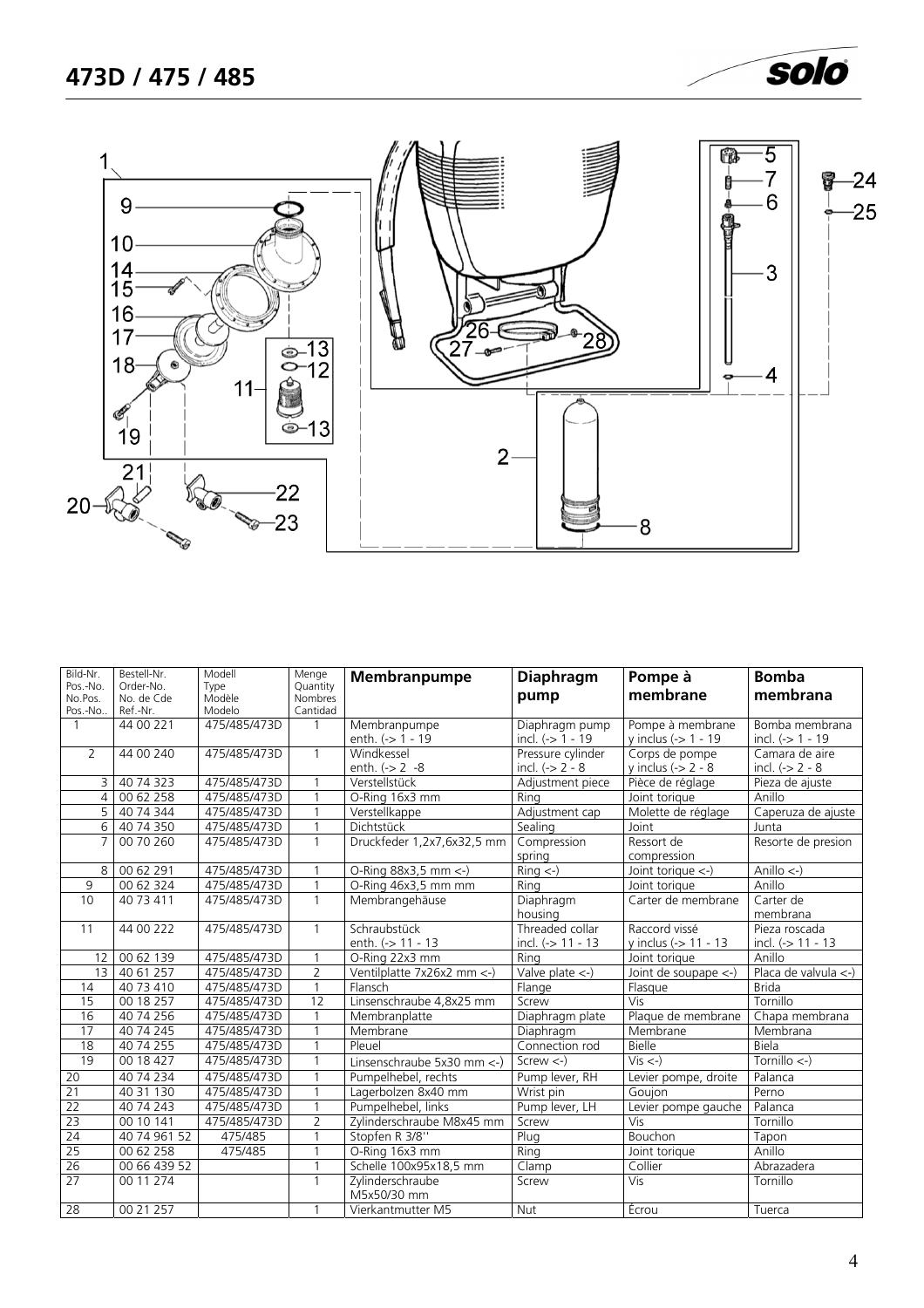# 473D / 475 / 485

| Bild-Nr. Pos.-No. No.Pos. Pos.-No.. | Bestell-Nr. Order-No. No. de Cde Ref.-Nr. | Modell Type Modèle Modelo | Menge Quantity Nombres Cantidad | **Membranpumpe** | **Diaphragm pump** | **Pompe à membrane** | **Bomba membrana** |
|---|---|---|---|---|---|---|---|
| 1 | 44 00 221 | 475/485/473D | 1 | Membranpumpe enth. (-> 1 - 19 | Diaphragm pump incl. (-> 1 - 19 | Pompe à membrane y inclus (-> 1 - 19 | Bomba membrana incl. (-> 1 - 19 |
| 2 | 44 00 240 | 475/485/473D | 1 | Windkessel enth. (-> 2 -8 | Pressure cylinder incl. (-> 2 - 8 | Corps de pompe y inclus (-> 2 - 8 | Camara de aire incl. (-> 2 - 8 |
| 3 | 40 74 323 | 475/485/473D | 1 | Verstellstück | Adjustment piece | Pièce de réglage | Pieza de ajuste |
| 4 | 00 62 258 | 475/485/473D | 1 | O-Ring 16x3 mm | Ring | Joint torique | Anillo |
| 5 | 40 74 344 | 475/485/473D | 1 | Verstellkappe | Adjustment cap | Molette de réglage | Caperuza de ajuste |
| 6 | 40 74 350 | 475/485/473D | 1 | Dichtstück | Sealing | Joint | Junta |
| 7 | 00 70 260 | 475/485/473D | 1 | Druckfeder 1,2x7,6x32,5 mm | Compression spring | Ressort de compression | Resorte de presion |
| 8 | 00 62 291 | 475/485/473D | 1 | O-Ring 88x3,5 mm <-) | Ring <-) | Joint torique <-) | Anillo <-) |
| 9 | 00 62 324 | 475/485/473D | 1 | O-Ring 46x3,5 mm mm | Ring | Joint torique | Anillo |
| 10 | 40 73 411 | 475/485/473D | 1 | Membrangehäuse | Diaphragm housing | Carter de membrane | Carter de membrana |
| 11 | 44 00 222 | 475/485/473D | 1 | Schraubstück enth. (-> 11 - 13 | Threaded collar incl. (-> 11 - 13 | Raccord vissé y inclus (-> 11 - 13 | Pieza roscada incl. (-> 11 - 13 |
| 12 | 00 62 139 | 475/485/473D | 1 | O-Ring 22x3 mm | Ring | Joint torique | Anillo |
| 13 | 40 61 257 | 475/485/473D | 2 | Ventilplatte 7x26x2 mm <-) | Valve plate <-) | Joint de soupape <-) | Placa de valvula <-) |
| 14 | 40 73 410 | 475/485/473D | 1 | Flansch | Flange | Flasque | Brida |
| 15 | 00 18 257 | 475/485/473D | 12 | Linsenschraube 4,8x25 mm | Screw | Vis | Tornillo |
| 16 | 40 74 256 | 475/485/473D | 1 | Membranplatte | Diaphragm plate | Plaque de membrane | Chapa membrana |
| 17 | 40 74 245 | 475/485/473D | 1 | Membrane | Diaphragm | Membrane | Membrana |
| 18 | 40 74 255 | 475/485/473D | 1 | Pleuel | Connection rod | Bielle | Biela |
| 19 | 00 18 427 | 475/485/473D | 1 | Linsenschraube 5x30 mm <-) | Screw <-) | Vis <-) | Tornillo <-) |
| 20 | 40 74 234 | 475/485/473D | 1 | Pumpelhebel, rechts | Pump lever, RH | Levier pompe, droite | Palanca |
| 21 | 40 31 130 | 475/485/473D | 1 | Lagerbolzen 8x40 mm | Wrist pin | Goujon | Perno |
| 22 | 40 74 243 | 475/485/473D | 1 | Pumpelhebel, links | Pump lever, LH | Levier pompe gauche | Palanca |
| 23 | 00 10 141 | 475/485/473D | 2 | Zylinderschraube M8x45 mm | Screw | Vis | Tornillo |
| 24 | 40 74 961 52 | 475/485 | 1 | Stopfen R 3/8'' | Plug | Bouchon | Tapon |
| 25 | 00 62 258 | 475/485 | 1 | O-Ring 16x3 mm | Ring | Joint torique | Anillo |
| 26 | 00 66 439 52 | | 1 | Schelle 100x95x18,5 mm | Clamp | Collier | Abrazadera |
| 27 | 00 11 274 | | 1 | Zylinderschraube M5x50/30 mm | Screw | Vis | Tornillo |
| 28 | 00 21 257 | | 1 | Vierkantmutter M5 | Nut | Écrou | Tuerca |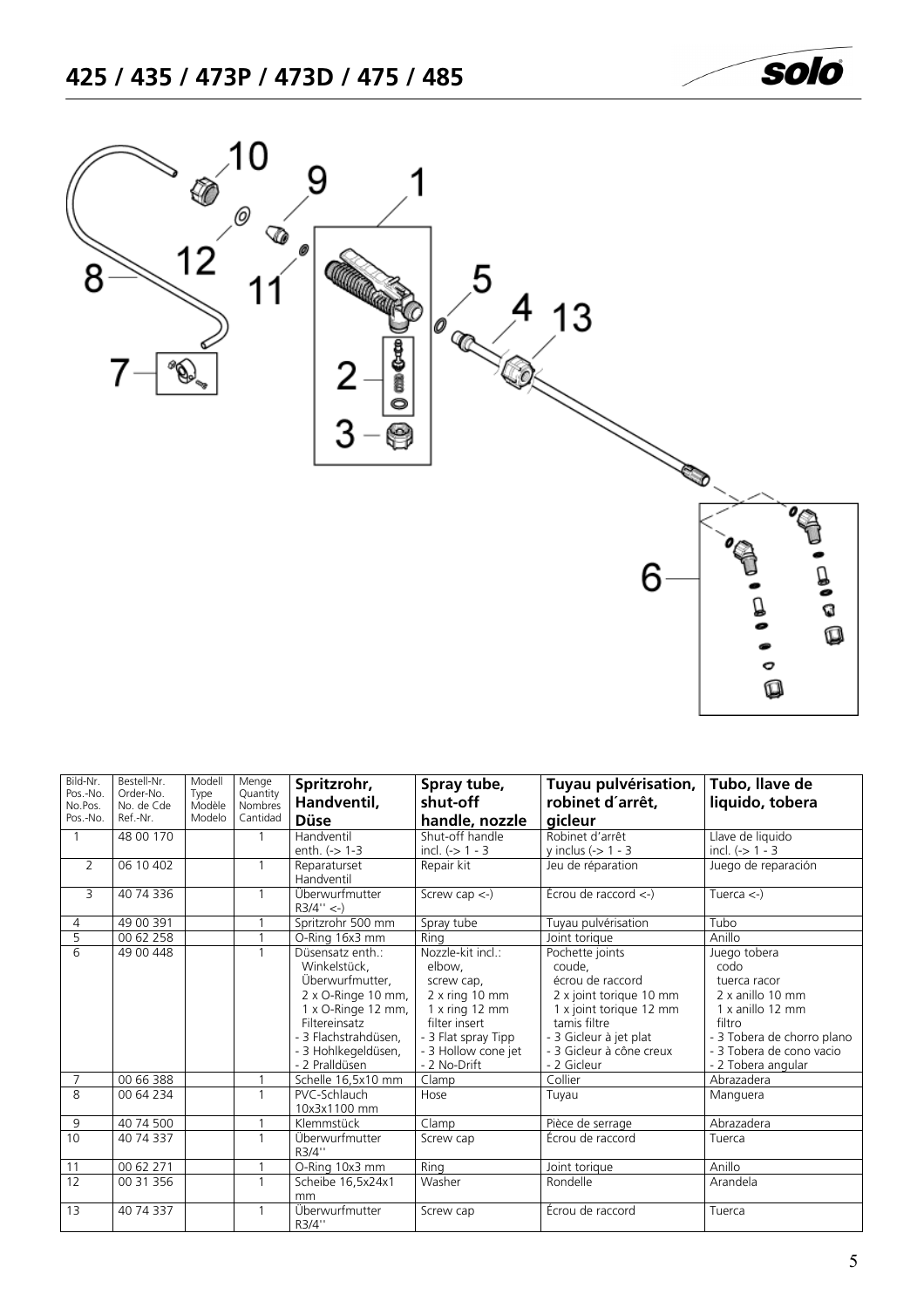## 425 / 435 / 473P / 473D / 475 / 485

| Bild-Nr. Pos.-No. No.Pos. Pos.-No. | Bestell-Nr. Order-No. No. de Cde Ref.-Nr. | Modell Type Modèle Modelo | Menge Quantity Nombres Cantidad | Spritzrohr, Handventil, Düse | Spray tube, shut-off handle, nozzle | Tuyau pulvérisation, robinet d´arrêt, gicleur | Tubo, llave de liquido, tobera |
|---|---|---|---|---|---|---|---|
| 1 | 48 00 170 | | 1 | Handventil enth. (-> 1-3 | Shut-off handle incl. (-> 1 - 3 | Robinet d'arrêt y inclus (-> 1 - 3 | Llave de liquido incl. (-> 1 - 3 |
| 2 | 06 10 402 | | 1 | Reparaturset Handventil | Repair kit | Jeu de réparation | Juego de reparación |
| 3 | 40 74 336 | | 1 | Überwurfmutter R3/4'' <-) | Screw cap <-) | Écrou de raccord <-) | Tuerca <-) |
| 4 | 49 00 391 | | 1 | Spritzrohr 500 mm | Spray tube | Tuyau pulvérisation | Tubo |
| 5 | 00 62 258 | | 1 | O-Ring 16x3 mm | Ring | Joint torique | Anillo |
| 6 | 49 00 448 | | 1 | Düsensatz enth.: Winkelstück, Überwurfmutter, 2 x O-Ringe 10 mm, 1 x O-Ringe 12 mm, Filtereinsatz - 3 Flachstrahdüsen, - 3 Hohlkegeldüsen, - 2 Pralldüsen | Nozzle-kit incl.: elbow, screw cap, 2 x ring 10 mm 1 x ring 12 mm filter insert - 3 Flat spray Tipp - 3 Hollow cone jet - 2 No-Drift | Pochette joints coude, écrou de raccord 2 x joint torique 10 mm 1 x joint torique 12 mm tamis filtre - 3 Gicleur à jet plat - 3 Gicleur à cône creux - 2 Gicleur | Juego tobera codo tuerca racor 2 x anillo 10 mm 1 x anillo 12 mm filtro - 3 Tobera de chorro plano - 3 Tobera de cono vacio - 2 Tobera angular |
| 7 | 00 66 388 | | 1 | Schelle 16,5x10 mm | Clamp | Collier | Abrazadera |
| 8 | 00 64 234 | | 1 | PVC-Schlauch 10x3x1100 mm | Hose | Tuyau | Manguera |
| 9 | 40 74 500 | | 1 | Klemmstück | Clamp | Pièce de serrage | Abrazadera |
| 10 | 40 74 337 | | 1 | Überwurfmutter R3/4'' | Screw cap | Écrou de raccord | Tuerca |
| 11 | 00 62 271 | | 1 | O-Ring 10x3 mm | Ring | Joint torique | Anillo |
| 12 | 00 31 356 | | 1 | Scheibe 16,5x24x1 mm | Washer | Rondelle | Arandela |
| 13 | 40 74 337 | | 1 | Überwurfmutter R3/4'' | Screw cap | Écrou de raccord | Tuerca |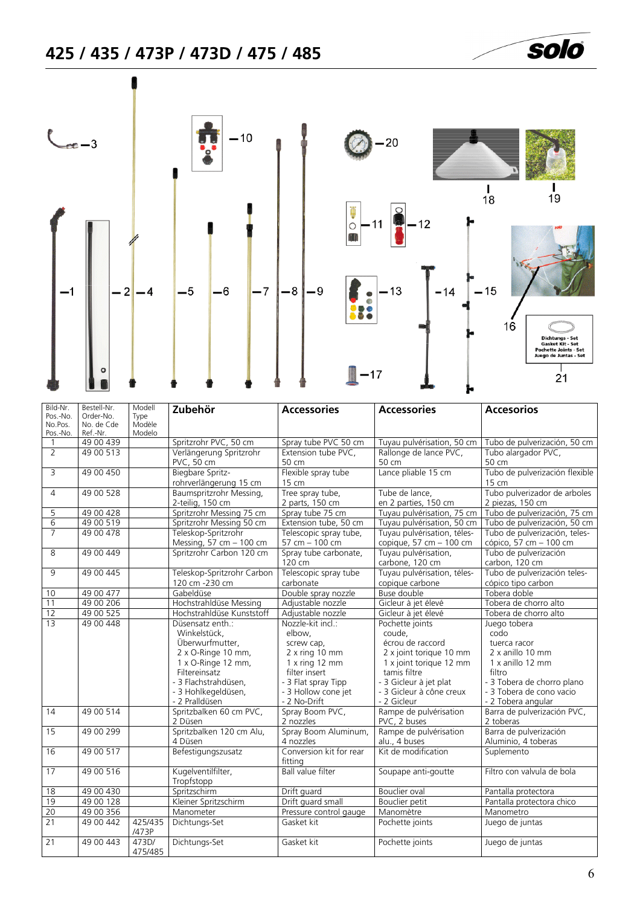# 425 / 435 / 473P / 473D / 475 / 485

| Bild-Nr. Pos.-No. No.Pos. Pos.-No. | Bestell-Nr. Order-No. No. de Cde Ref.-Nr. | Modell Type Modèle Modelo | Zubehör | Accessories | Accessories | Accesorios |
|---|---|---|---|---|---|---|
| 1 | 49 00 439 | | Spritzrohr PVC, 50 cm | Spray tube PVC 50 cm | Tuyau pulvérisation, 50 cm | Tubo de pulverización, 50 cm |
| 2 | 49 00 513 | | Verlängerung Spritzrohr PVC, 50 cm | Extension tube PVC, 50 cm | Rallonge de lance PVC, 50 cm | Tubo alargador PVC, 50 cm |
| 3 | 49 00 450 | | Biegbare Spritz-rohrverlängerung 15 cm | Flexible spray tube 15 cm | Lance pliable 15 cm | Tubo de pulverización flexible 15 cm |
| 4 | 49 00 528 | | Baumspritzrohr Messing, 2-teilig, 150 cm | Tree spray tube, 2 parts, 150 cm | Tube de lance, en 2 parties, 150 cm | Tubo pulverizador de arboles 2 piezas, 150 cm |
| 5 | 49 00 428 | | Spritzrohr Messing 75 cm | Spray tube 75 cm | Tuyau pulvérisation, 75 cm | Tubo de pulverización, 75 cm |
| 6 | 49 00 519 | | Spritzrohr Messing 50 cm | Extension tube, 50 cm | Tuyau pulvérisation, 50 cm | Tubo de pulverización, 50 cm |
| 7 | 49 00 478 | | Teleskop-Spritzrohr Messing, 57 cm – 100 cm | Telescopic spray tube, 57 cm – 100 cm | Tuyau pulvérisation, téles-copique, 57 cm – 100 cm | Tubo de pulverización, teles-cópico, 57 cm – 100 cm |
| 8 | 49 00 449 | | Spritzrohr Carbon 120 cm | Spray tube carbonate, 120 cm | Tuyau pulvérisation, carbone, 120 cm | Tubo de pulverización carbon, 120 cm |
| 9 | 49 00 445 | | Teleskop-Spritzrohr Carbon 120 cm -230 cm | Telescopic spray tube carbonate | Tuyau pulvérisation, téles-copique carbone | Tubo de pulverización teles-cópico tipo carbon |
| 10 | 49 00 477 | | Gabeldüse | Double spray nozzle | Buse double | Tobera doble |
| 11 | 49 00 206 | | Hochstrahldüse Messing | Adjustable nozzle | Gicleur à jet élevé | Tobera de chorro alto |
| 12 | 49 00 525 | | Hochstrahldüse Kunststoff | Adjustable nozzle | Gicleur à jet élevé | Tobera de chorro alto |
| 13 | 49 00 448 | | Düsensatz enth.: Winkelstück, Überwurfmutter, 2 x O-Ringe 10 mm, 1 x O-Ringe 12 mm, Filtereinsatz - 3 Flachstrahldüsen, - 3 Hohlkegeldüsen, - 2 Pralldüsen | Nozzle-kit incl.: elbow, screw cap, 2 x ring 10 mm 1 x ring 12 mm filter insert - 3 Flat spray Tipp - 3 Hollow cone jet - 2 No-Drift | Pochette joints coude, écrou de raccord 2 x joint torique 10 mm 1 x joint torique 12 mm tamis filtre - 3 Gicleur à jet plat - 3 Gicleur à cône creux - 2 Gicleur | Juego tobera codo tuerca racor 2 x anillo 10 mm 1 x anillo 12 mm filtro - 3 Tobera de chorro plano - 3 Tobera de cono vacio - 2 Tobera angular |
| 14 | 49 00 514 | | Spritzbalken 60 cm PVC, 2 Düsen | Spray Boom PVC, 2 nozzles | Rampe de pulvérisation PVC, 2 buses | Barra de pulverización PVC, 2 toberas |
| 15 | 49 00 299 | | Spritzbalken 120 cm Alu, 4 Düsen | Spray Boom Aluminum, 4 nozzles | Rampe de pulvérisation alu., 4 buses | Barra de pulverización Aluminio, 4 toberas |
| 16 | 49 00 517 | | Befestigungszusatz | Conversion kit for rear fitting | Kit de modification | Suplemento |
| 17 | 49 00 516 | | Kugelventilfilter, Tropfstopp | Ball value filter | Soupape anti-goutte | Filtro con valvula de bola |
| 18 | 49 00 430 | | Spritzschirm | Drift guard | Bouclier oval | Pantalla protectora |
| 19 | 49 00 128 | | Kleiner Spritzschirm | Drift guard small | Bouclier petit | Pantalla protectora chico |
| 20 | 49 00 356 | | Manometer | Pressure control gauge | Manomètre | Manometro |
| 21 | 49 00 442 | 425/435 /473P | Dichtungs-Set | Gasket kit | Pochette joints | Juego de juntas |
| 21 | 49 00 443 | 473D/ 475/485 | Dichtungs-Set | Gasket kit | Pochette joints | Juego de juntas |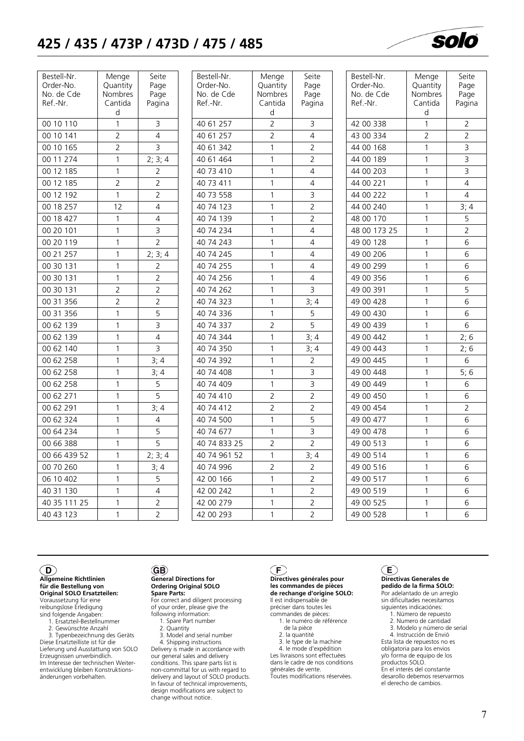# 425 / 435 / 473P / 473D / 475 / 485

| Bestell-Nr. Order-No. No. de Cde Ref.-Nr. | Menge Quantity Nombres Cantidad | Seite Page Page Pagina |
|---|---|---|
| 00 10 110 | 1 | 3 |
| 00 10 141 | 2 | 4 |
| 00 10 165 | 2 | 3 |
| 00 11 274 | 1 | 2; 3; 4 |
| 00 12 185 | 1 | 2 |
| 00 12 185 | 2 | 2 |
| 00 12 192 | 1 | 2 |
| 00 18 257 | 12 | 4 |
| 00 18 427 | 1 | 4 |
| 00 20 101 | 1 | 3 |
| 00 20 119 | 1 | 2 |
| 00 21 257 | 1 | 2; 3; 4 |
| 00 30 131 | 1 | 2 |
| 00 30 131 | 1 | 2 |
| 00 30 131 | 2 | 2 |
| 00 31 356 | 2 | 2 |
| 00 31 356 | 1 | 5 |
| 00 62 139 | 1 | 3 |
| 00 62 139 | 1 | 4 |
| 00 62 140 | 1 | 3 |
| 00 62 258 | 1 | 3; 4 |
| 00 62 258 | 1 | 3; 4 |
| 00 62 258 | 1 | 5 |
| 00 62 271 | 1 | 5 |
| 00 62 291 | 1 | 3; 4 |
| 00 62 324 | 1 | 4 |
| 00 64 234 | 1 | 5 |
| 00 66 388 | 1 | 5 |
| 00 66 439 52 | 1 | 2; 3; 4 |
| 00 70 260 | 1 | 3; 4 |
| 06 10 402 | 1 | 5 |
| 40 31 130 | 1 | 4 |
| 40 35 111 25 | 1 | 2 |
| 40 43 123 | 1 | 2 |

| Bestell-Nr. Order-No. No. de Cde Ref.-Nr. | Menge Quantity Nombres Cantidad | Seite Page Page Pagina |
|---|---|---|
| 40 61 257 | 2 | 3 |
| 40 61 257 | 2 | 4 |
| 40 61 342 | 1 | 2 |
| 40 61 464 | 1 | 2 |
| 40 73 410 | 1 | 4 |
| 40 73 411 | 1 | 4 |
| 40 73 558 | 1 | 3 |
| 40 74 123 | 1 | 2 |
| 40 74 139 | 1 | 2 |
| 40 74 234 | 1 | 4 |
| 40 74 243 | 1 | 4 |
| 40 74 245 | 1 | 4 |
| 40 74 255 | 1 | 4 |
| 40 74 256 | 1 | 4 |
| 40 74 262 | 1 | 3 |
| 40 74 323 | 1 | 3; 4 |
| 40 74 336 | 1 | 5 |
| 40 74 337 | 2 | 5 |
| 40 74 344 | 1 | 3; 4 |
| 40 74 350 | 1 | 3; 4 |
| 40 74 392 | 1 | 2 |
| 40 74 408 | 1 | 3 |
| 40 74 409 | 1 | 3 |
| 40 74 410 | 2 | 2 |
| 40 74 412 | 2 | 2 |
| 40 74 500 | 1 | 5 |
| 40 74 677 | 1 | 3 |
| 40 74 833 25 | 2 | 2 |
| 40 74 961 52 | 1 | 3; 4 |
| 40 74 996 | 2 | 2 |
| 42 00 166 | 1 | 2 |
| 42 00 242 | 1 | 2 |
| 42 00 279 | 1 | 2 |
| 42 00 293 | 1 | 2 |

| Bestell-Nr. Order-No. No. de Cde Ref.-Nr. | Menge Quantity Nombres Cantidad | Seite Page Page Pagina |
|---|---|---|
| 42 00 338 | 1 | 2 |
| 43 00 334 | 2 | 2 |
| 44 00 168 | 1 | 3 |
| 44 00 189 | 1 | 3 |
| 44 00 203 | 1 | 3 |
| 44 00 221 | 1 | 4 |
| 44 00 222 | 1 | 4 |
| 44 00 240 | 1 | 3; 4 |
| 48 00 170 | 1 | 5 |
| 48 00 173 25 | 1 | 2 |
| 49 00 128 | 1 | 6 |
| 49 00 206 | 1 | 6 |
| 49 00 299 | 1 | 6 |
| 49 00 356 | 1 | 6 |
| 49 00 391 | 1 | 5 |
| 49 00 428 | 1 | 6 |
| 49 00 430 | 1 | 6 |
| 49 00 439 | 1 | 6 |
| 49 00 442 | 1 | 2; 6 |
| 49 00 443 | 1 | 2; 6 |
| 49 00 445 | 1 | 6 |
| 49 00 448 | 1 | 5; 6 |
| 49 00 449 | 1 | 6 |
| 49 00 450 | 1 | 6 |
| 49 00 454 | 1 | 2 |
| 49 00 477 | 1 | 6 |
| 49 00 478 | 1 | 6 |
| 49 00 513 | 1 | 6 |
| 49 00 514 | 1 | 6 |
| 49 00 516 | 1 | 6 |
| 49 00 517 | 1 | 6 |
| 49 00 519 | 1 | 6 |
| 49 00 525 | 1 | 6 |
| 49 00 528 | 1 | 6 |

**D**

**Allgemeine Richtlinien für die Bestellung von Original SOLO Ersatzteilen:**
Voraussetzung für eine reibungslose Erledigung sind folgende Angaben:
1. Ersatzteil-Bestellnummer
2. Gewünschte Anzahl
3. Typenbezeichnung des Geräts

Diese Ersatzteilliste ist für die Lieferung und Ausstattung von SOLO Erzeugnissen unverbindlich. Im Interesse der technischen Weiterentwicklung bleiben Konstruktionsänderungen vorbehalten.

**GB**

**General Directions for Ordering Original SOLO Spare Parts:**
For correct and diligent processing of your order, please give the following information:
1. Spare Part number
2. Quantity
3. Model and serial number
4. Shipping instructions

Delivery is made in accordance with our general sales and delivery conditions. This spare parts list is non-committal for us with regard to delivery and layout of SOLO products. In favour of technical improvements, design modifications are subject to change without notice.

**F**

**Directives générales pour les commandes de pièces de rechange d'origine SOLO:**
Il est indispensable de préciser dans toutes les commandes de pièces:
1. le numéro de référence de la pièce
2. la quantité
3. le type de la machine
4. le mode d'expédition

Les livraisons sont effectuées dans le cadre de nos conditions générales de vente. Toutes modifications réservées.

**E**

**Directivas Generales de pedido de la firma SOLO:**
Por adelantado de un arreglo sin dificultades necesitamos siguientes indicaciónes:
1. Número de repuesto
2. Numero de cantidad
3. Modelo y número de serial
4. Instrucción de Envió

Esta lista de repuestos no es obligatoria para los envios y/o forma de equipo de los productos SOLO.
En el interés del constante desarollo debemos reservarmos el derecho de cambios.